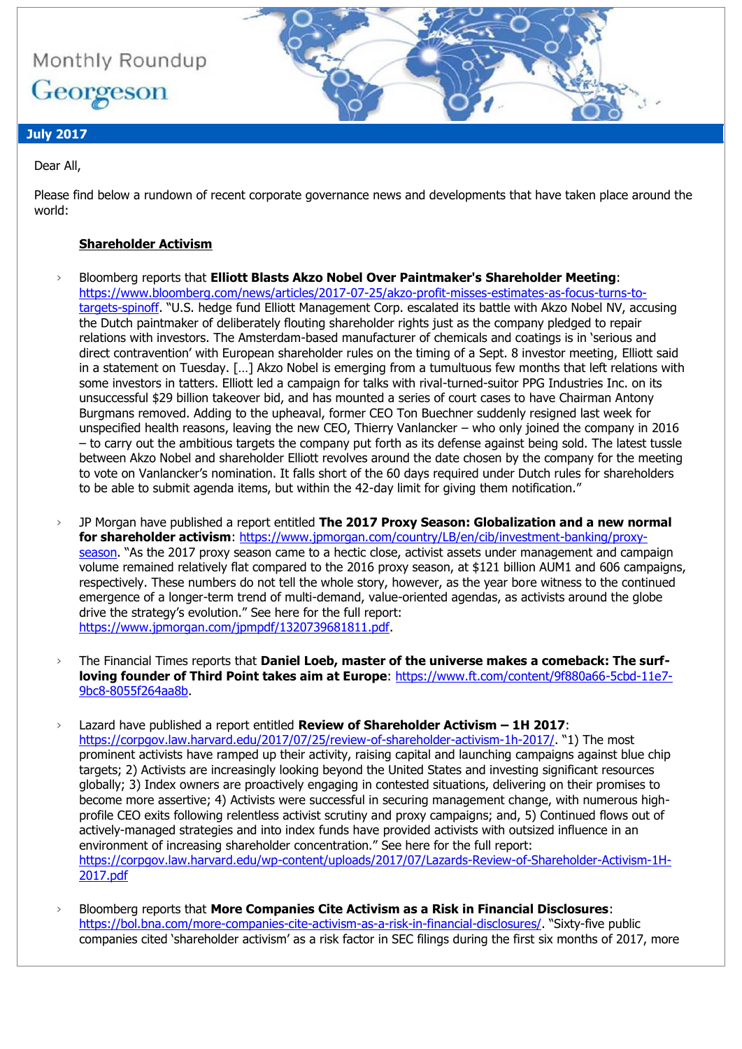Monthly Roundup

Georgeson

**July 2017**

Dear All,

Please find below a rundown of recent corporate governance news and developments that have taken place around the world:

## Shareholder Activism

- Bloomberg reports that **Elliott Blasts Akzo Nobel Over Paintmaker's Shareholder Meeting**: https://www.bloomberg.com/news/articles/2017-07-25/akzo-profit-misses-estimates-as-focus-turns-to-targets-spinoff. "U.S. hedge fund Elliott Management Corp. escalated its battle with Akzo Nobel NV, accusing the Dutch paintmaker of deliberately flouting shareholder rights just as the company pledged to repair relations with investors. The Amsterdam-based manufacturer of chemicals and coatings is in 'serious and direct contravention' with European shareholder rules on the timing of a Sept. 8 investor meeting, Elliott said in a statement on Tuesday. […] Akzo Nobel is emerging from a tumultuous few months that left relations with some investors in tatters. Elliott led a campaign for talks with rival-turned-suitor PPG Industries Inc. on its unsuccessful $29 billion takeover bid, and has mounted a series of court cases to have Chairman Antony Burgmans removed. Adding to the upheaval, former CEO Ton Buechner suddenly resigned last week for unspecified health reasons, leaving the new CEO, Thierry Vanlancker – who only joined the company in 2016 – to carry out the ambitious targets the company put forth as its defense against being sold. The latest tussle between Akzo Nobel and shareholder Elliott revolves around the date chosen by the company for the meeting to vote on Vanlancker's nomination. It falls short of the 60 days required under Dutch rules for shareholders to be able to submit agenda items, but within the 42-day limit for giving them notification."

- JP Morgan have published a report entitled **The 2017 Proxy Season: Globalization and a new normal for shareholder activism**: https://www.jpmorgan.com/country/LB/en/cib/investment-banking/proxy-season. "As the 2017 proxy season came to a hectic close, activist assets under management and campaign volume remained relatively flat compared to the 2016 proxy season, at $121 billion AUM1 and 606 campaigns, respectively. These numbers do not tell the whole story, however, as the year bore witness to the continued emergence of a longer-term trend of multi-demand, value-oriented agendas, as activists around the globe drive the strategy's evolution." See here for the full report: https://www.jpmorgan.com/jpmpdf/1320739681811.pdf.

- The Financial Times reports that **Daniel Loeb, master of the universe makes a comeback: The surf-loving founder of Third Point takes aim at Europe**: https://www.ft.com/content/9f880a66-5cbd-11e7-9bc8-8055f264aa8b.

- Lazard have published a report entitled **Review of Shareholder Activism – 1H 2017**: https://corpgov.law.harvard.edu/2017/07/25/review-of-shareholder-activism-1h-2017/. "1) The most prominent activists have ramped up their activity, raising capital and launching campaigns against blue chip targets; 2) Activists are increasingly looking beyond the United States and investing significant resources globally; 3) Index owners are proactively engaging in contested situations, delivering on their promises to become more assertive; 4) Activists were successful in securing management change, with numerous high-profile CEO exits following relentless activist scrutiny and proxy campaigns; and, 5) Continued flows out of actively-managed strategies and into index funds have provided activists with outsized influence in an environment of increasing shareholder concentration." See here for the full report: https://corpgov.law.harvard.edu/wp-content/uploads/2017/07/Lazards-Review-of-Shareholder-Activism-1H-2017.pdf

- Bloomberg reports that **More Companies Cite Activism as a Risk in Financial Disclosures**: https://bol.bna.com/more-companies-cite-activism-as-a-risk-in-financial-disclosures/. "Sixty-five public companies cited 'shareholder activism' as a risk factor in SEC filings during the first six months of 2017, more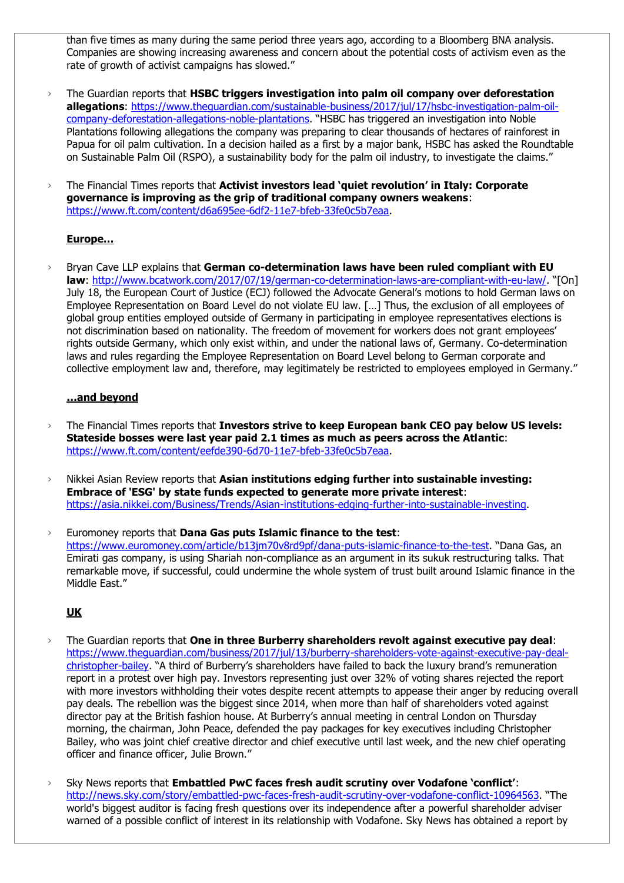than five times as many during the same period three years ago, according to a Bloomberg BNA analysis. Companies are showing increasing awareness and concern about the potential costs of activism even as the rate of growth of activist campaigns has slowed."

- The Guardian reports that **HSBC triggers investigation into palm oil company over deforestation allegations**: https://www.theguardian.com/sustainable-business/2017/jul/17/hsbc-investigation-palm-oil-company-deforestation-allegations-noble-plantations. "HSBC has triggered an investigation into Noble Plantations following allegations the company was preparing to clear thousands of hectares of rainforest in Papua for oil palm cultivation. In a decision hailed as a first by a major bank, HSBC has asked the Roundtable on Sustainable Palm Oil (RSPO), a sustainability body for the palm oil industry, to investigate the claims."

- The Financial Times reports that **Activist investors lead 'quiet revolution' in Italy: Corporate governance is improving as the grip of traditional company owners weakens**: https://www.ft.com/content/d6a695ee-6df2-11e7-bfeb-33fe0c5b7eaa.

**Europe…**

- Bryan Cave LLP explains that **German co-determination laws have been ruled compliant with EU law**: http://www.bcatwork.com/2017/07/19/german-co-determination-laws-are-compliant-with-eu-law/. "[On] July 18, the European Court of Justice (ECJ) followed the Advocate General's motions to hold German laws on Employee Representation on Board Level do not violate EU law. […] Thus, the exclusion of all employees of global group entities employed outside of Germany in participating in employee representatives elections is not discrimination based on nationality. The freedom of movement for workers does not grant employees' rights outside Germany, which only exist within, and under the national laws of, Germany. Co-determination laws and rules regarding the Employee Representation on Board Level belong to German corporate and collective employment law and, therefore, may legitimately be restricted to employees employed in Germany."

**…and beyond**

- The Financial Times reports that **Investors strive to keep European bank CEO pay below US levels: Stateside bosses were last year paid 2.1 times as much as peers across the Atlantic**: https://www.ft.com/content/eefde390-6d70-11e7-bfeb-33fe0c5b7eaa.

- Nikkei Asian Review reports that **Asian institutions edging further into sustainable investing: Embrace of 'ESG' by state funds expected to generate more private interest**: https://asia.nikkei.com/Business/Trends/Asian-institutions-edging-further-into-sustainable-investing.

- Euromoney reports that **Dana Gas puts Islamic finance to the test**: https://www.euromoney.com/article/b13jm70v8rd9pf/dana-puts-islamic-finance-to-the-test. "Dana Gas, an Emirati gas company, is using Shariah non-compliance as an argument in its sukuk restructuring talks. That remarkable move, if successful, could undermine the whole system of trust built around Islamic finance in the Middle East."

**UK**

- The Guardian reports that **One in three Burberry shareholders revolt against executive pay deal**: https://www.theguardian.com/business/2017/jul/13/burberry-shareholders-vote-against-executive-pay-deal-christopher-bailey. "A third of Burberry's shareholders have failed to back the luxury brand's remuneration report in a protest over high pay. Investors representing just over 32% of voting shares rejected the report with more investors withholding their votes despite recent attempts to appease their anger by reducing overall pay deals. The rebellion was the biggest since 2014, when more than half of shareholders voted against director pay at the British fashion house. At Burberry's annual meeting in central London on Thursday morning, the chairman, John Peace, defended the pay packages for key executives including Christopher Bailey, who was joint chief creative director and chief executive until last week, and the new chief operating officer and finance officer, Julie Brown."

- Sky News reports that **Embattled PwC faces fresh audit scrutiny over Vodafone 'conflict'**: http://news.sky.com/story/embattled-pwc-faces-fresh-audit-scrutiny-over-vodafone-conflict-10964563. "The world's biggest auditor is facing fresh questions over its independence after a powerful shareholder adviser warned of a possible conflict of interest in its relationship with Vodafone. Sky News has obtained a report by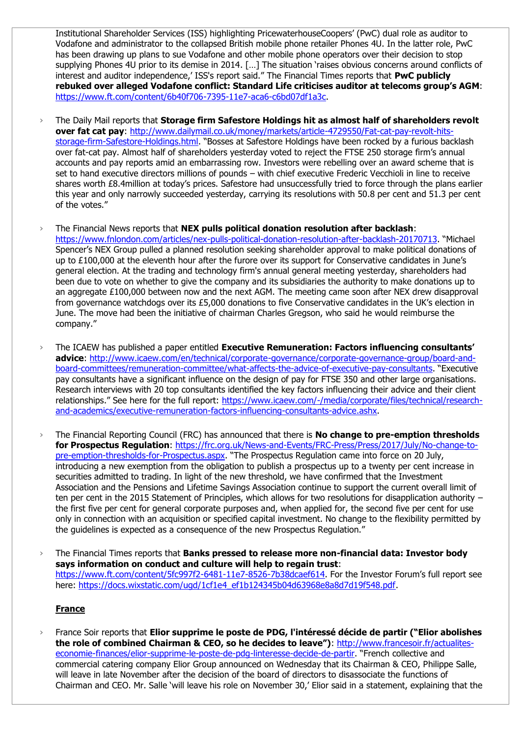Institutional Shareholder Services (ISS) highlighting PricewaterhouseCoopers' (PwC) dual role as auditor to Vodafone and administrator to the collapsed British mobile phone retailer Phones 4U. In the latter role, PwC has been drawing up plans to sue Vodafone and other mobile phone operators over their decision to stop supplying Phones 4U prior to its demise in 2014. […] The situation 'raises obvious concerns around conflicts of interest and auditor independence,' ISS's report said." The Financial Times reports that **PwC publicly rebuked over alleged Vodafone conflict: Standard Life criticises auditor at telecoms group's AGM**: https://www.ft.com/content/6b40f706-7395-11e7-aca6-c6bd07df1a3c.

- The Daily Mail reports that **Storage firm Safestore Holdings hit as almost half of shareholders revolt over fat cat pay**: http://www.dailymail.co.uk/money/markets/article-4729550/Fat-cat-pay-revolt-hits-storage-firm-Safestore-Holdings.html. "Bosses at Safestore Holdings have been rocked by a furious backlash over fat-cat pay. Almost half of shareholders yesterday voted to reject the FTSE 250 storage firm's annual accounts and pay reports amid an embarrassing row. Investors were rebelling over an award scheme that is set to hand executive directors millions of pounds – with chief executive Frederic Vecchioli in line to receive shares worth £8.4million at today's prices. Safestore had unsuccessfully tried to force through the plans earlier this year and only narrowly succeeded yesterday, carrying its resolutions with 50.8 per cent and 51.3 per cent of the votes."

- The Financial News reports that **NEX pulls political donation resolution after backlash**: https://www.fnlondon.com/articles/nex-pulls-political-donation-resolution-after-backlash-20170713. "Michael Spencer's NEX Group pulled a planned resolution seeking shareholder approval to make political donations of up to £100,000 at the eleventh hour after the furore over its support for Conservative candidates in June's general election. At the trading and technology firm's annual general meeting yesterday, shareholders had been due to vote on whether to give the company and its subsidiaries the authority to make donations up to an aggregate £100,000 between now and the next AGM. The meeting came soon after NEX drew disapproval from governance watchdogs over its £5,000 donations to five Conservative candidates in the UK's election in June. The move had been the initiative of chairman Charles Gregson, who said he would reimburse the company."

- The ICAEW has published a paper entitled **Executive Remuneration: Factors influencing consultants' advice**: http://www.icaew.com/en/technical/corporate-governance/corporate-governance-group/board-and-board-committees/remuneration-committee/what-affects-the-advice-of-executive-pay-consultants. "Executive pay consultants have a significant influence on the design of pay for FTSE 350 and other large organisations. Research interviews with 20 top consultants identified the key factors influencing their advice and their client relationships." See here for the full report: https://www.icaew.com/-/media/corporate/files/technical/research-and-academics/executive-remuneration-factors-influencing-consultants-advice.ashx.

- The Financial Reporting Council (FRC) has announced that there is **No change to pre-emption thresholds for Prospectus Regulation**: https://frc.org.uk/News-and-Events/FRC-Press/Press/2017/July/No-change-to-pre-emption-thresholds-for-Prospectus.aspx. "The Prospectus Regulation came into force on 20 July, introducing a new exemption from the obligation to publish a prospectus up to a twenty per cent increase in securities admitted to trading. In light of the new threshold, we have confirmed that the Investment Association and the Pensions and Lifetime Savings Association continue to support the current overall limit of ten per cent in the 2015 Statement of Principles, which allows for two resolutions for disapplication authority – the first five per cent for general corporate purposes and, when applied for, the second five per cent for use only in connection with an acquisition or specified capital investment. No change to the flexibility permitted by the guidelines is expected as a consequence of the new Prospectus Regulation."

- The Financial Times reports that **Banks pressed to release more non-financial data: Investor body says information on conduct and culture will help to regain trust**: https://www.ft.com/content/5fc997f2-6481-11e7-8526-7b38dcaef614. For the Investor Forum's full report see here: https://docs.wixstatic.com/ugd/1cf1e4_ef1b124345b04d63968e8a8d7d19f548.pdf.

**France**

- France Soir reports that **Elior supprime le poste de PDG, l'intéressé décide de partir ("Elior abolishes the role of combined Chairman & CEO, so he decides to leave")**: http://www.francesoir.fr/actualites-economie-finances/elior-supprime-le-poste-de-pdg-linteresse-decide-de-partir. "French collective and commercial catering company Elior Group announced on Wednesday that its Chairman & CEO, Philippe Salle, will leave in late November after the decision of the board of directors to disassociate the functions of Chairman and CEO. Mr. Salle 'will leave his role on November 30,' Elior said in a statement, explaining that the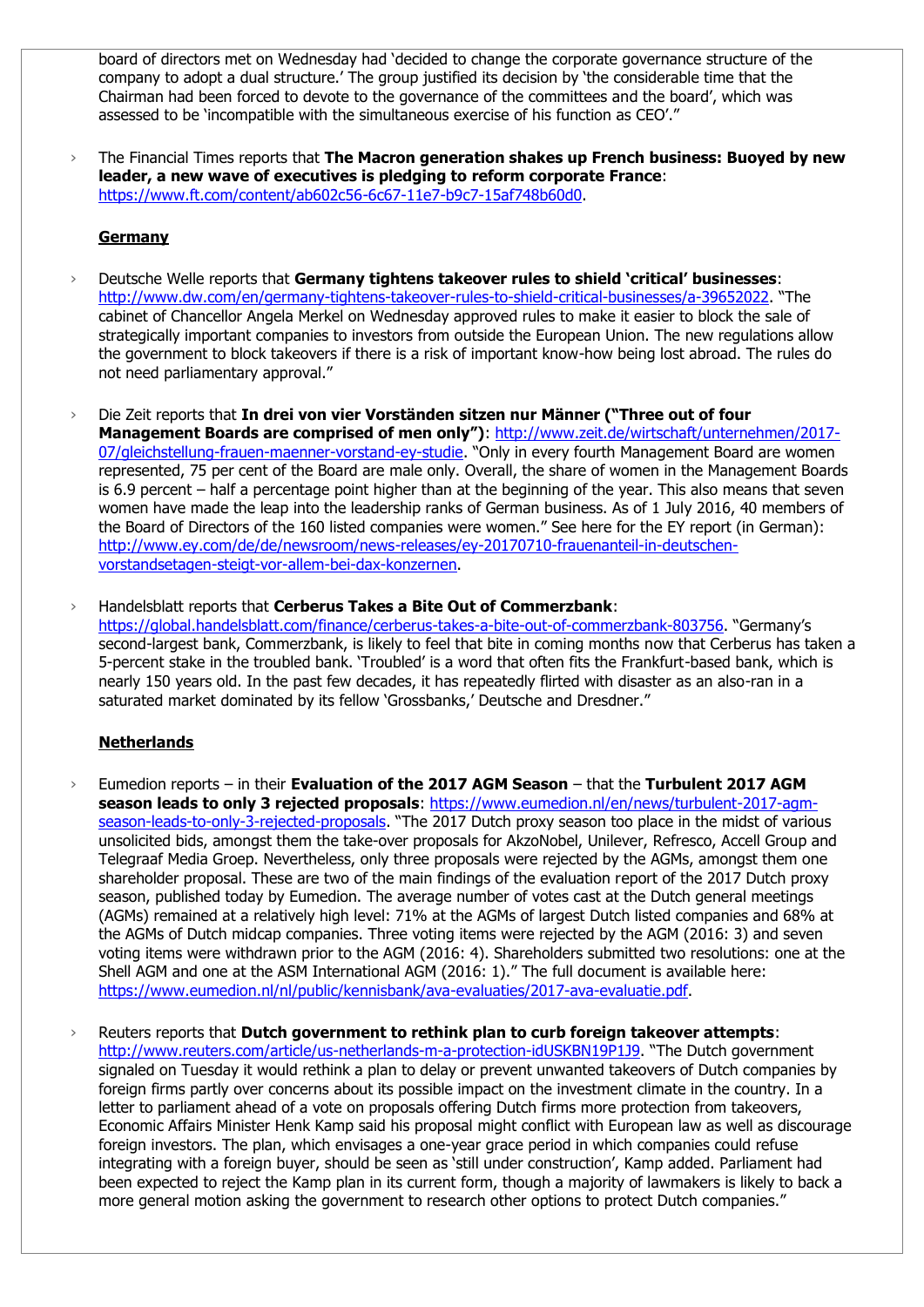board of directors met on Wednesday had 'decided to change the corporate governance structure of the company to adopt a dual structure.' The group justified its decision by 'the considerable time that the Chairman had been forced to devote to the governance of the committees and the board', which was assessed to be 'incompatible with the simultaneous exercise of his function as CEO'."

- The Financial Times reports that **The Macron generation shakes up French business: Buoyed by new leader, a new wave of executives is pledging to reform corporate France**: https://www.ft.com/content/ab602c56-6c67-11e7-b9c7-15af748b60d0.

**Germany**

- Deutsche Welle reports that **Germany tightens takeover rules to shield 'critical' businesses**: http://www.dw.com/en/germany-tightens-takeover-rules-to-shield-critical-businesses/a-39652022. "The cabinet of Chancellor Angela Merkel on Wednesday approved rules to make it easier to block the sale of strategically important companies to investors from outside the European Union. The new regulations allow the government to block takeovers if there is a risk of important know-how being lost abroad. The rules do not need parliamentary approval."

- Die Zeit reports that **In drei von vier Vorständen sitzen nur Männer ("Three out of four Management Boards are comprised of men only")**: http://www.zeit.de/wirtschaft/unternehmen/2017-07/gleichstellung-frauen-maenner-vorstand-ey-studie. "Only in every fourth Management Board are women represented, 75 per cent of the Board are male only. Overall, the share of women in the Management Boards is 6.9 percent – half a percentage point higher than at the beginning of the year. This also means that seven women have made the leap into the leadership ranks of German business. As of 1 July 2016, 40 members of the Board of Directors of the 160 listed companies were women." See here for the EY report (in German): http://www.ey.com/de/de/newsroom/news-releases/ey-20170710-frauenanteil-in-deutschen-vorstandsetagen-steigt-vor-allem-bei-dax-konzernen.

- Handelsblatt reports that **Cerberus Takes a Bite Out of Commerzbank**: https://global.handelsblatt.com/finance/cerberus-takes-a-bite-out-of-commerzbank-803756. "Germany's second-largest bank, Commerzbank, is likely to feel that bite in coming months now that Cerberus has taken a 5-percent stake in the troubled bank. 'Troubled' is a word that often fits the Frankfurt-based bank, which is nearly 150 years old. In the past few decades, it has repeatedly flirted with disaster as an also-ran in a saturated market dominated by its fellow 'Grossbanks,' Deutsche and Dresdner."

**Netherlands**

- Eumedion reports – in their **Evaluation of the 2017 AGM Season** – that the **Turbulent 2017 AGM season leads to only 3 rejected proposals**: https://www.eumedion.nl/en/news/turbulent-2017-agm-season-leads-to-only-3-rejected-proposals. "The 2017 Dutch proxy season too place in the midst of various unsolicited bids, amongst them the take-over proposals for AkzoNobel, Unilever, Refresco, Accell Group and Telegraaf Media Groep. Nevertheless, only three proposals were rejected by the AGMs, amongst them one shareholder proposal. These are two of the main findings of the evaluation report of the 2017 Dutch proxy season, published today by Eumedion. The average number of votes cast at the Dutch general meetings (AGMs) remained at a relatively high level: 71% at the AGMs of largest Dutch listed companies and 68% at the AGMs of Dutch midcap companies. Three voting items were rejected by the AGM (2016: 3) and seven voting items were withdrawn prior to the AGM (2016: 4). Shareholders submitted two resolutions: one at the Shell AGM and one at the ASM International AGM (2016: 1)." The full document is available here: https://www.eumedion.nl/nl/public/kennisbank/ava-evaluaties/2017-ava-evaluatie.pdf.

- Reuters reports that **Dutch government to rethink plan to curb foreign takeover attempts**: http://www.reuters.com/article/us-netherlands-m-a-protection-idUSKBN19P1J9. "The Dutch government signaled on Tuesday it would rethink a plan to delay or prevent unwanted takeovers of Dutch companies by foreign firms partly over concerns about its possible impact on the investment climate in the country. In a letter to parliament ahead of a vote on proposals offering Dutch firms more protection from takeovers, Economic Affairs Minister Henk Kamp said his proposal might conflict with European law as well as discourage foreign investors. The plan, which envisages a one-year grace period in which companies could refuse integrating with a foreign buyer, should be seen as 'still under construction', Kamp added. Parliament had been expected to reject the Kamp plan in its current form, though a majority of lawmakers is likely to back a more general motion asking the government to research other options to protect Dutch companies."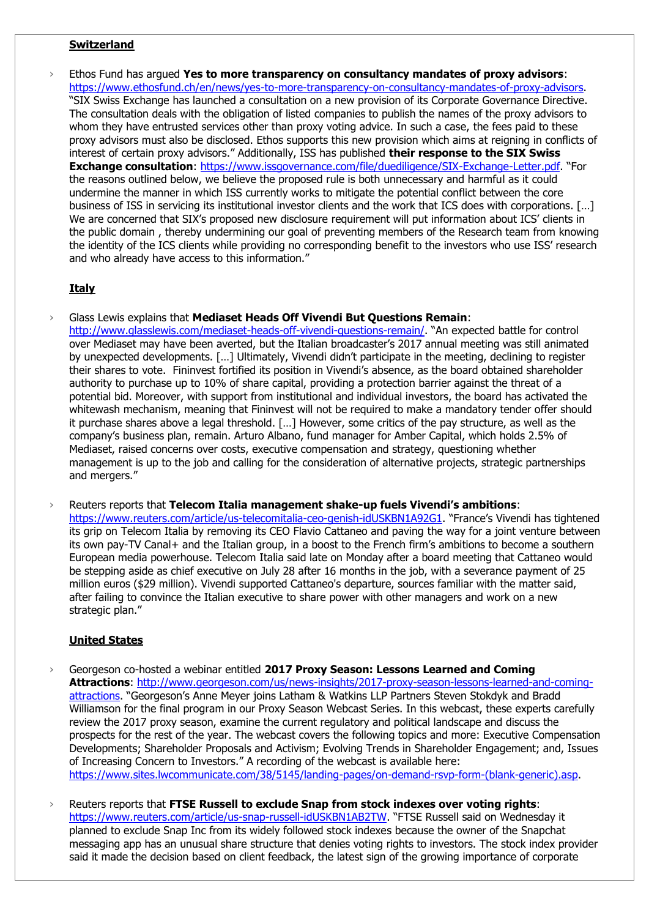**Switzerland**

- Ethos Fund has argued **Yes to more transparency on consultancy mandates of proxy advisors**: https://www.ethosfund.ch/en/news/yes-to-more-transparency-on-consultancy-mandates-of-proxy-advisors. "SIX Swiss Exchange has launched a consultation on a new provision of its Corporate Governance Directive. The consultation deals with the obligation of listed companies to publish the names of the proxy advisors to whom they have entrusted services other than proxy voting advice. In such a case, the fees paid to these proxy advisors must also be disclosed. Ethos supports this new provision which aims at reigning in conflicts of interest of certain proxy advisors." Additionally, ISS has published **their response to the SIX Swiss Exchange consultation**: https://www.issgovernance.com/file/duediligence/SIX-Exchange-Letter.pdf. "For the reasons outlined below, we believe the proposed rule is both unnecessary and harmful as it could undermine the manner in which ISS currently works to mitigate the potential conflict between the core business of ISS in servicing its institutional investor clients and the work that ICS does with corporations. […] We are concerned that SIX's proposed new disclosure requirement will put information about ICS' clients in the public domain , thereby undermining our goal of preventing members of the Research team from knowing the identity of the ICS clients while providing no corresponding benefit to the investors who use ISS' research and who already have access to this information."

**Italy**

- Glass Lewis explains that **Mediaset Heads Off Vivendi But Questions Remain**: http://www.glasslewis.com/mediaset-heads-off-vivendi-questions-remain/. "An expected battle for control over Mediaset may have been averted, but the Italian broadcaster's 2017 annual meeting was still animated by unexpected developments. […] Ultimately, Vivendi didn't participate in the meeting, declining to register their shares to vote. Fininvest fortified its position in Vivendi's absence, as the board obtained shareholder authority to purchase up to 10% of share capital, providing a protection barrier against the threat of a potential bid. Moreover, with support from institutional and individual investors, the board has activated the whitewash mechanism, meaning that Fininvest will not be required to make a mandatory tender offer should it purchase shares above a legal threshold. […] However, some critics of the pay structure, as well as the company's business plan, remain. Arturo Albano, fund manager for Amber Capital, which holds 2.5% of Mediaset, raised concerns over costs, executive compensation and strategy, questioning whether management is up to the job and calling for the consideration of alternative projects, strategic partnerships and mergers."

- Reuters reports that **Telecom Italia management shake-up fuels Vivendi's ambitions**: https://www.reuters.com/article/us-telecomitalia-ceo-idUSKBN1A92G1. "France's Vivendi has tightened its grip on Telecom Italia by removing its CEO Flavio Cattaneo and paving the way for a joint venture between its own pay-TV Canal+ and the Italian group, in a boost to the French firm's ambitions to become a southern European media powerhouse. Telecom Italia said late on Monday after a board meeting that Cattaneo would be stepping aside as chief executive on July 28 after 16 months in the job, with a severance payment of 25 million euros ($29 million). Vivendi supported Cattaneo's departure, sources familiar with the matter said, after failing to convince the Italian executive to share power with other managers and work on a new strategic plan."

**United States**

- Georgeson co-hosted a webinar entitled **2017 Proxy Season: Lessons Learned and Coming Attractions**: http://www.georgeson.com/us/news-insights/2017-proxy-season-lessons-learned-and-coming-attractions. "Georgeson's Anne Meyer joins Latham & Watkins LLP Partners Steven Stokdyk and Bradd Williamson for the final program in our Proxy Season Webcast Series. In this webcast, these experts carefully review the 2017 proxy season, examine the current regulatory and political landscape and discuss the prospects for the rest of the year. The webcast covers the following topics and more: Executive Compensation Developments; Shareholder Proposals and Activism; Evolving Trends in Shareholder Engagement; and, Issues of Increasing Concern to Investors." A recording of the webcast is available here: https://www.sites.lwcommunicate.com/38/5145/landing-pages/on-demand-rsvp-form-(blank-generic).asp.

- Reuters reports that **FTSE Russell to exclude Snap from stock indexes over voting rights**: https://www.reuters.com/article/us-snap-russell-idUSKBN1AB2TW. "FTSE Russell said on Wednesday it planned to exclude Snap Inc from its widely followed stock indexes because the owner of the Snapchat messaging app has an unusual share structure that denies voting rights to investors. The stock index provider said it made the decision based on client feedback, the latest sign of the growing importance of corporate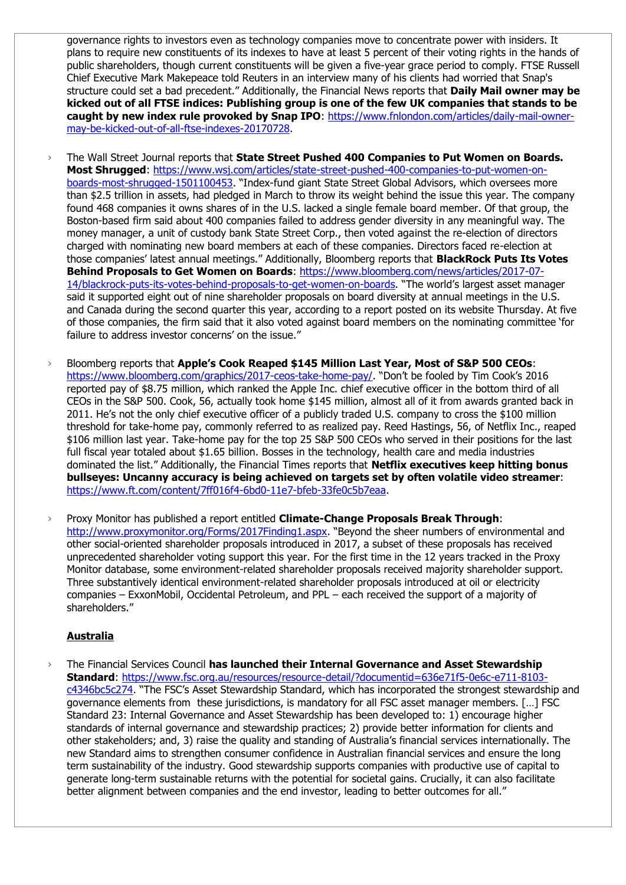governance rights to investors even as technology companies move to concentrate power with insiders. It plans to require new constituents of its indexes to have at least 5 percent of their voting rights in the hands of public shareholders, though current constituents will be given a five-year grace period to comply. FTSE Russell Chief Executive Mark Makepeace told Reuters in an interview many of his clients had worried that Snap's structure could set a bad precedent." Additionally, the Financial News reports that **Daily Mail owner may be kicked out of all FTSE indices: Publishing group is one of the few UK companies that stands to be caught by new index rule provoked by Snap IPO**: https://www.fnlondon.com/articles/daily-mail-owner-may-be-kicked-out-of-all-ftse-indexes-20170728.

- The Wall Street Journal reports that **State Street Pushed 400 Companies to Put Women on Boards. Most Shrugged**: https://www.wsj.com/articles/state-street-pushed-400-companies-to-put-women-on-boards-most-shrugged-1501100453. "Index-fund giant State Street Global Advisors, which oversees more than $2.5 trillion in assets, had pledged in March to throw its weight behind the issue this year. The company found 468 companies it owns shares of in the U.S. lacked a single female board member. Of that group, the Boston-based firm said about 400 companies failed to address gender diversity in any meaningful way. The money manager, a unit of custody bank State Street Corp., then voted against the re-election of directors charged with nominating new board members at each of these companies. Directors faced re-election at those companies' latest annual meetings." Additionally, Bloomberg reports that **BlackRock Puts Its Votes Behind Proposals to Get Women on Boards**: https://www.bloomberg.com/news/articles/2017-07-14/blackrock-puts-its-votes-behind-proposals-to-get-women-on-boards. "The world's largest asset manager said it supported eight out of nine shareholder proposals on board diversity at annual meetings in the U.S. and Canada during the second quarter this year, according to a report posted on its website Thursday. At five of those companies, the firm said that it also voted against board members on the nominating committee 'for failure to address investor concerns' on the issue."

- Bloomberg reports that **Apple's Cook Reaped $145 Million Last Year, Most of S&P 500 CEOs**: https://www.bloomberg.com/graphics/2017-ceos-take-home-pay/. "Don't be fooled by Tim Cook's 2016 reported pay of $8.75 million, which ranked the Apple Inc. chief executive officer in the bottom third of all CEOs in the S&P 500. Cook, 56, actually took home $145 million, almost all of it from awards granted back in 2011. He's not the only chief executive officer of a publicly traded U.S. company to cross the $100 million threshold for take-home pay, commonly referred to as realized pay. Reed Hastings, 56, of Netflix Inc., reaped $106 million last year. Take-home pay for the top 25 S&P 500 CEOs who served in their positions for the last full fiscal year totaled about $1.65 billion. Bosses in the technology, health care and media industries dominated the list." Additionally, the Financial Times reports that **Netflix executives keep hitting bonus bullseyes: Uncanny accuracy is being achieved on targets set by often volatile video streamer**: https://www.ft.com/content/7ff016f4-6bd0-11e7-bfeb-33fe0c5b7eaa.

- Proxy Monitor has published a report entitled **Climate-Change Proposals Break Through**: http://www.proxymonitor.org/Forms/2017Finding1.aspx. "Beyond the sheer numbers of environmental and other social-oriented shareholder proposals introduced in 2017, a subset of these proposals has received unprecedented shareholder voting support this year. For the first time in the 12 years tracked in the Proxy Monitor database, some environment-related shareholder proposals received majority shareholder support. Three substantively identical environment-related shareholder proposals introduced at oil or electricity companies – ExxonMobil, Occidental Petroleum, and PPL – each received the support of a majority of shareholders."

**Australia**

- The Financial Services Council **has launched their Internal Governance and Asset Stewardship Standard**: https://www.fsc.org.au/resources/resource-detail/?documentid=636e71f5-0e6c-e711-8103-c4346bc5c274. "The FSC's Asset Stewardship Standard, which has incorporated the strongest stewardship and governance elements from these jurisdictions, is mandatory for all FSC asset manager members. […] FSC Standard 23: Internal Governance and Asset Stewardship has been developed to: 1) encourage higher standards of internal governance and stewardship practices; 2) provide better information for clients and other stakeholders; and, 3) raise the quality and standing of Australia's financial services internationally. The new Standard aims to strengthen consumer confidence in Australian financial services and ensure the long term sustainability of the industry. Good stewardship supports companies with productive use of capital to generate long-term sustainable returns with the potential for societal gains. Crucially, it can also facilitate better alignment between companies and the end investor, leading to better outcomes for all."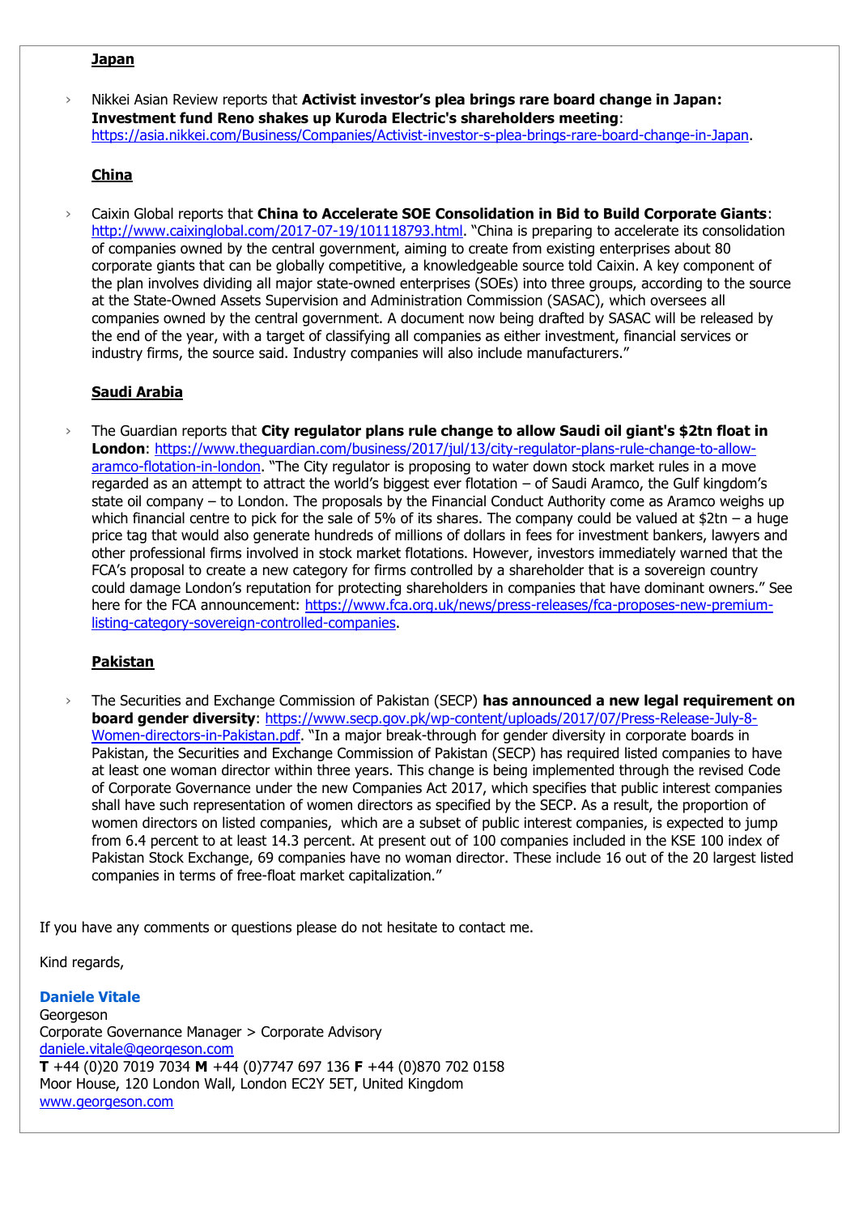**Japan**

- Nikkei Asian Review reports that **Activist investor's plea brings rare board change in Japan: Investment fund Reno shakes up Kuroda Electric's shareholders meeting**: https://asia.nikkei.com/Business/Companies/Activist-investor-s-plea-brings-rare-board-change-in-Japan.

**China**

- Caixin Global reports that **China to Accelerate SOE Consolidation in Bid to Build Corporate Giants**: http://www.caixinglobal.com/2017-07-19/101118793.html. "China is preparing to accelerate its consolidation of companies owned by the central government, aiming to create from existing enterprises about 80 corporate giants that can be globally competitive, a knowledgeable source told Caixin. A key component of the plan involves dividing all major state-owned enterprises (SOEs) into three groups, according to the source at the State-Owned Assets Supervision and Administration Commission (SASAC), which oversees all companies owned by the central government. A document now being drafted by SASAC will be released by the end of the year, with a target of classifying all companies as either investment, financial services or industry firms, the source said. Industry companies will also include manufacturers."

**Saudi Arabia**

- The Guardian reports that **City regulator plans rule change to allow Saudi oil giant's $2tn float in London**: https://www.theguardian.com/business/2017/jul/13/city-regulator-plans-rule-change-to-allow-aramco-flotation-in-london. "The City regulator is proposing to water down stock market rules in a move regarded as an attempt to attract the world's biggest ever flotation – of Saudi Aramco, the Gulf kingdom's state oil company – to London. The proposals by the Financial Conduct Authority come as Aramco weighs up which financial centre to pick for the sale of 5% of its shares. The company could be valued at $2tn – a huge price tag that would also generate hundreds of millions of dollars in fees for investment bankers, lawyers and other professional firms involved in stock market flotations. However, investors immediately warned that the FCA's proposal to create a new category for firms controlled by a shareholder that is a sovereign country could damage London's reputation for protecting shareholders in companies that have dominant owners." See here for the FCA announcement: https://www.fca.org.uk/news/press-releases/fca-proposes-new-premium-listing-category-sovereign-controlled-companies.

**Pakistan**

- The Securities and Exchange Commission of Pakistan (SECP) **has announced a new legal requirement on board gender diversity**: https://www.secp.gov.pk/wp-content/uploads/2017/07/Press-Release-July-8-Women-directors-in-Pakistan.pdf. "In a major break-through for gender diversity in corporate boards in Pakistan, the Securities and Exchange Commission of Pakistan (SECP) has required listed companies to have at least one woman director within three years. This change is being implemented through the revised Code of Corporate Governance under the new Companies Act 2017, which specifies that public interest companies shall have such representation of women directors as specified by the SECP. As a result, the proportion of women directors on listed companies, which are a subset of public interest companies, is expected to jump from 6.4 percent to at least 14.3 percent. At present out of 100 companies included in the KSE 100 index of Pakistan Stock Exchange, 69 companies have no woman director. These include 16 out of the 20 largest listed companies in terms of free-float market capitalization."

If you have any comments or questions please do not hesitate to contact me.

Kind regards,

**Daniele Vitale**
Georgeson
Corporate Governance Manager > Corporate Advisory
daniele.vitale@georgeson.com
**T** +44 (0)20 7019 7034 **M** +44 (0)7747 697 136 **F** +44 (0)870 702 0158
Moor House, 120 London Wall, London EC2Y 5ET, United Kingdom
www.georgeson.com